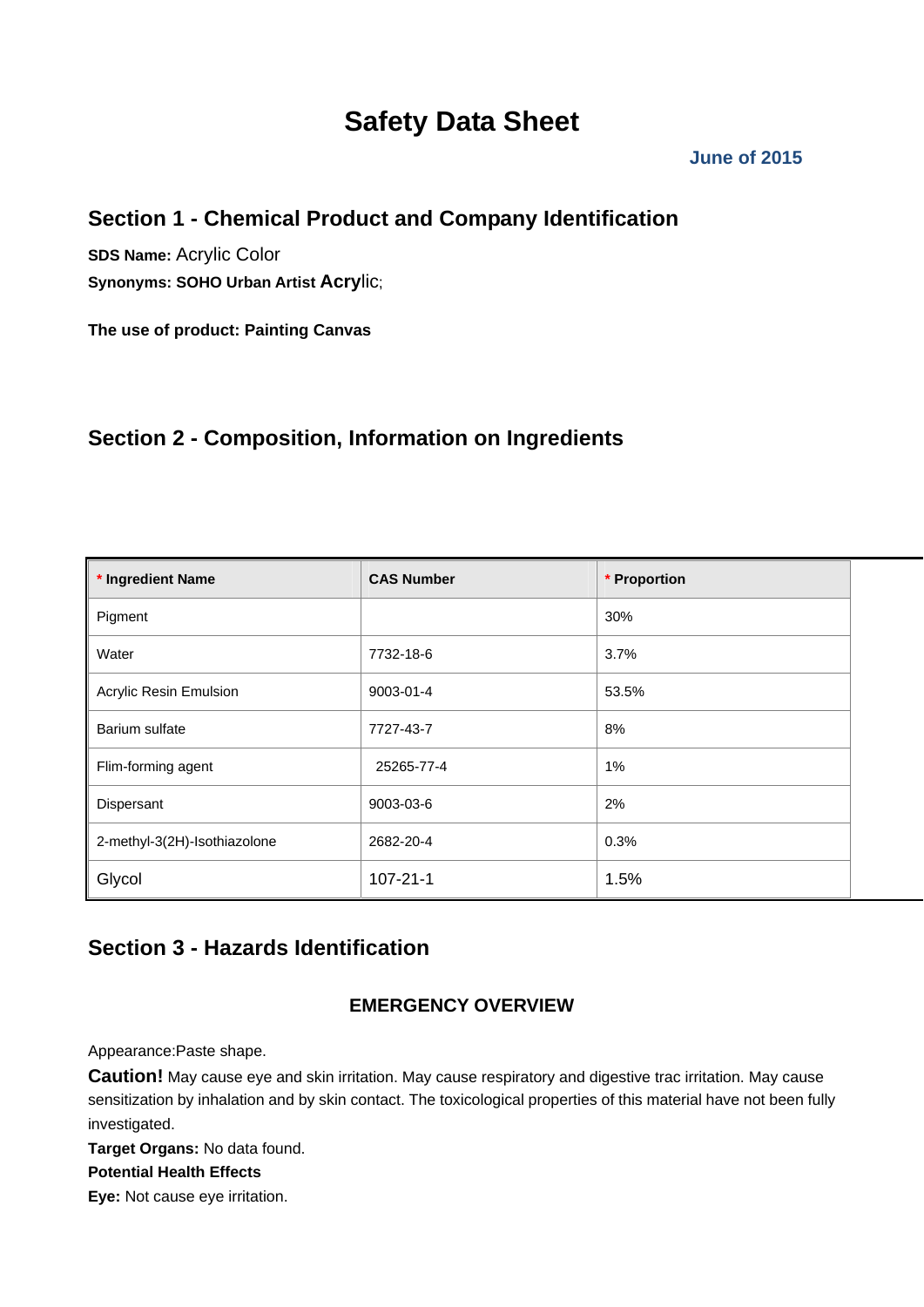# Safety Data Sheet

**June of 2015**

## Section 1 - Chemical Product and Company Identification

**SDS Name:** Acrylic Color

**Synonyms: SOHO Urban Artist** Acrylic;

**The use of product: Painting Canvas**

## Section 2 - Composition, Information on Ingredients

| * Ingredient Name | CAS Number | * Proportion |
|---|---|---|
| Pigment | | 30% |
| Water | 7732-18-6 | 3.7% |
| Acrylic Resin Emulsion | 9003-01-4 | 53.5% |
| Barium sulfate | 7727-43-7 | 8% |
| Flim-forming agent | 25265-77-4 | 1% |
| Dispersant | 9003-03-6 | 2% |
| 2-methyl-3(2H)-Isothiazolone | 2682-20-4 | 0.3% |
| Glycol | 107-21-1 | 1.5% |

## Section 3 - Hazards Identification

### EMERGENCY OVERVIEW

Appearance:Paste shape.

**Caution!** May cause eye and skin irritation. May cause respiratory and digestive trac irritation. May cause sensitization by inhalation and by skin contact. The toxicological properties of this material have not been fully investigated.

**Target Organs:** No data found.

**Potential Health Effects**

**Eye:** Not cause eye irritation.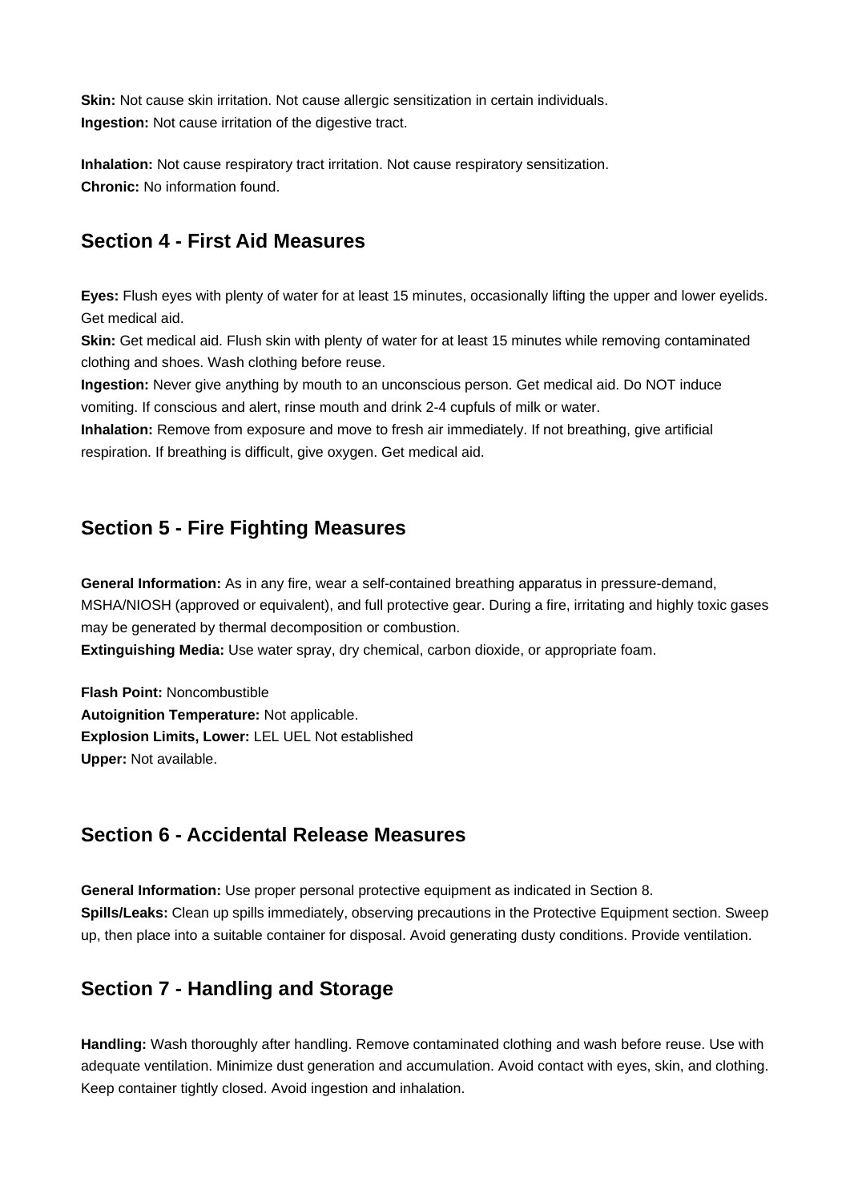**Skin:** Not cause skin irritation. Not cause allergic sensitization in certain individuals.
**Ingestion:** Not cause irritation of the digestive tract.

**Inhalation:** Not cause respiratory tract irritation. Not cause respiratory sensitization.
**Chronic:** No information found.

## Section 4 - First Aid Measures

**Eyes:** Flush eyes with plenty of water for at least 15 minutes, occasionally lifting the upper and lower eyelids. Get medical aid.
**Skin:** Get medical aid. Flush skin with plenty of water for at least 15 minutes while removing contaminated clothing and shoes. Wash clothing before reuse.
**Ingestion:** Never give anything by mouth to an unconscious person. Get medical aid. Do NOT induce vomiting. If conscious and alert, rinse mouth and drink 2-4 cupfuls of milk or water.
**Inhalation:** Remove from exposure and move to fresh air immediately. If not breathing, give artificial respiration. If breathing is difficult, give oxygen. Get medical aid.

## Section 5 - Fire Fighting Measures

**General Information:** As in any fire, wear a self-contained breathing apparatus in pressure-demand, MSHA/NIOSH (approved or equivalent), and full protective gear. During a fire, irritating and highly toxic gases may be generated by thermal decomposition or combustion.
**Extinguishing Media:** Use water spray, dry chemical, carbon dioxide, or appropriate foam.

**Flash Point:** Noncombustible
**Autoignition Temperature:** Not applicable.
**Explosion Limits, Lower:** LEL UEL Not established
**Upper:** Not available.

## Section 6 - Accidental Release Measures

**General Information:** Use proper personal protective equipment as indicated in Section 8.
**Spills/Leaks:** Clean up spills immediately, observing precautions in the Protective Equipment section. Sweep up, then place into a suitable container for disposal. Avoid generating dusty conditions. Provide ventilation.

## Section 7 - Handling and Storage

**Handling:** Wash thoroughly after handling. Remove contaminated clothing and wash before reuse. Use with adequate ventilation. Minimize dust generation and accumulation. Avoid contact with eyes, skin, and clothing. Keep container tightly closed. Avoid ingestion and inhalation.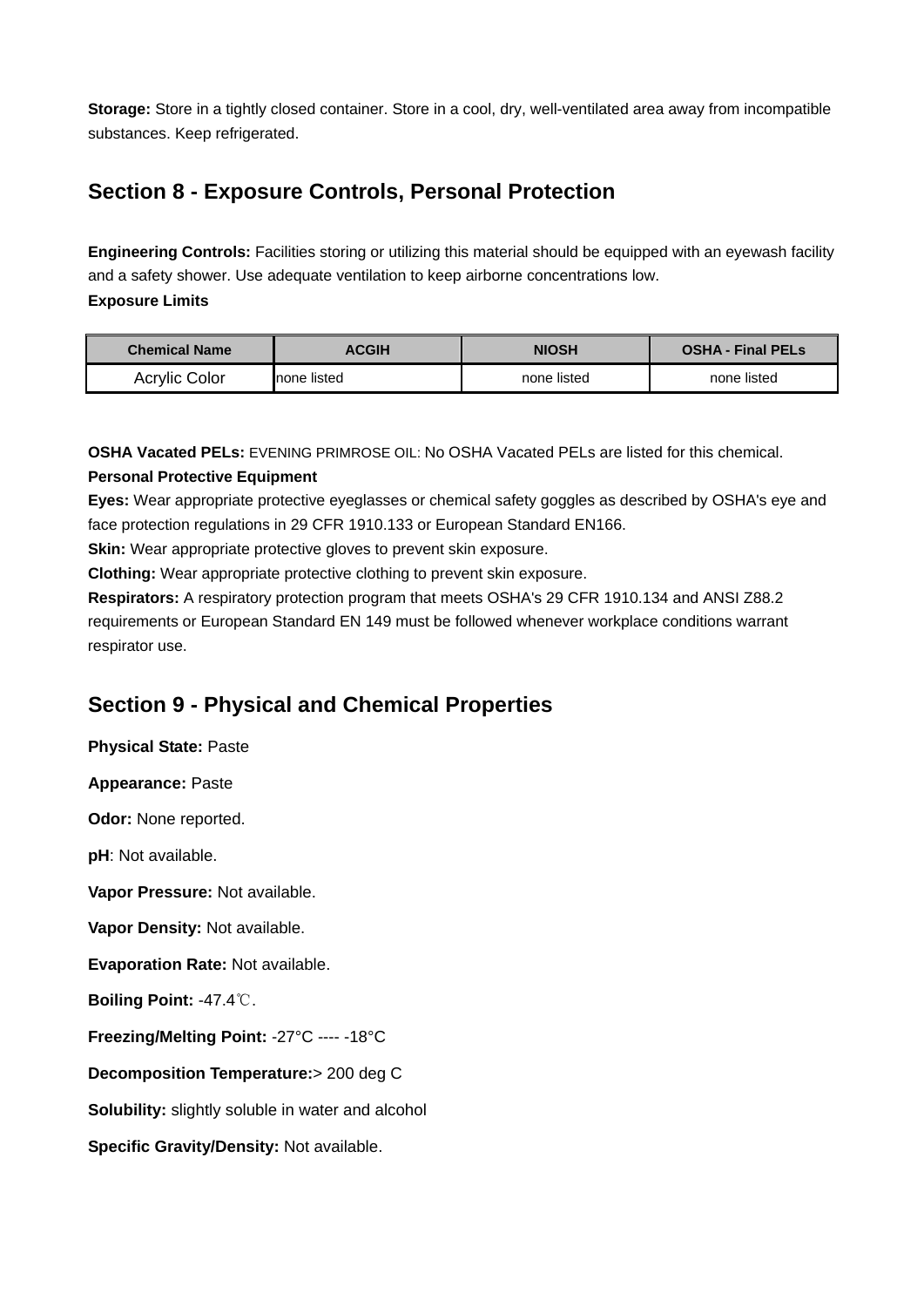**Storage:** Store in a tightly closed container. Store in a cool, dry, well-ventilated area away from incompatible substances. Keep refrigerated.

## Section 8 - Exposure Controls, Personal Protection

**Engineering Controls:** Facilities storing or utilizing this material should be equipped with an eyewash facility and a safety shower. Use adequate ventilation to keep airborne concentrations low.

**Exposure Limits**

| Chemical Name | ACGIH | NIOSH | OSHA - Final PELs |
| --- | --- | --- | --- |
| Acrylic Color | none listed | none listed | none listed |

**OSHA Vacated PELs:** EVENING PRIMROSE OIL: No OSHA Vacated PELs are listed for this chemical.

**Personal Protective Equipment**

**Eyes:** Wear appropriate protective eyeglasses or chemical safety goggles as described by OSHA's eye and face protection regulations in 29 CFR 1910.133 or European Standard EN166.

**Skin:** Wear appropriate protective gloves to prevent skin exposure.

**Clothing:** Wear appropriate protective clothing to prevent skin exposure.

**Respirators:** A respiratory protection program that meets OSHA's 29 CFR 1910.134 and ANSI Z88.2 requirements or European Standard EN 149 must be followed whenever workplace conditions warrant respirator use.

## Section 9 - Physical and Chemical Properties

**Physical State:** Paste

**Appearance:** Paste

**Odor:** None reported.

**pH**: Not available.

**Vapor Pressure:** Not available.

**Vapor Density:** Not available.

**Evaporation Rate:** Not available.

**Boiling Point:** -47.4℃.

**Freezing/Melting Point:** -27°C ---- -18°C

**Decomposition Temperature:**> 200 deg C

**Solubility:** slightly soluble in water and alcohol

**Specific Gravity/Density:** Not available.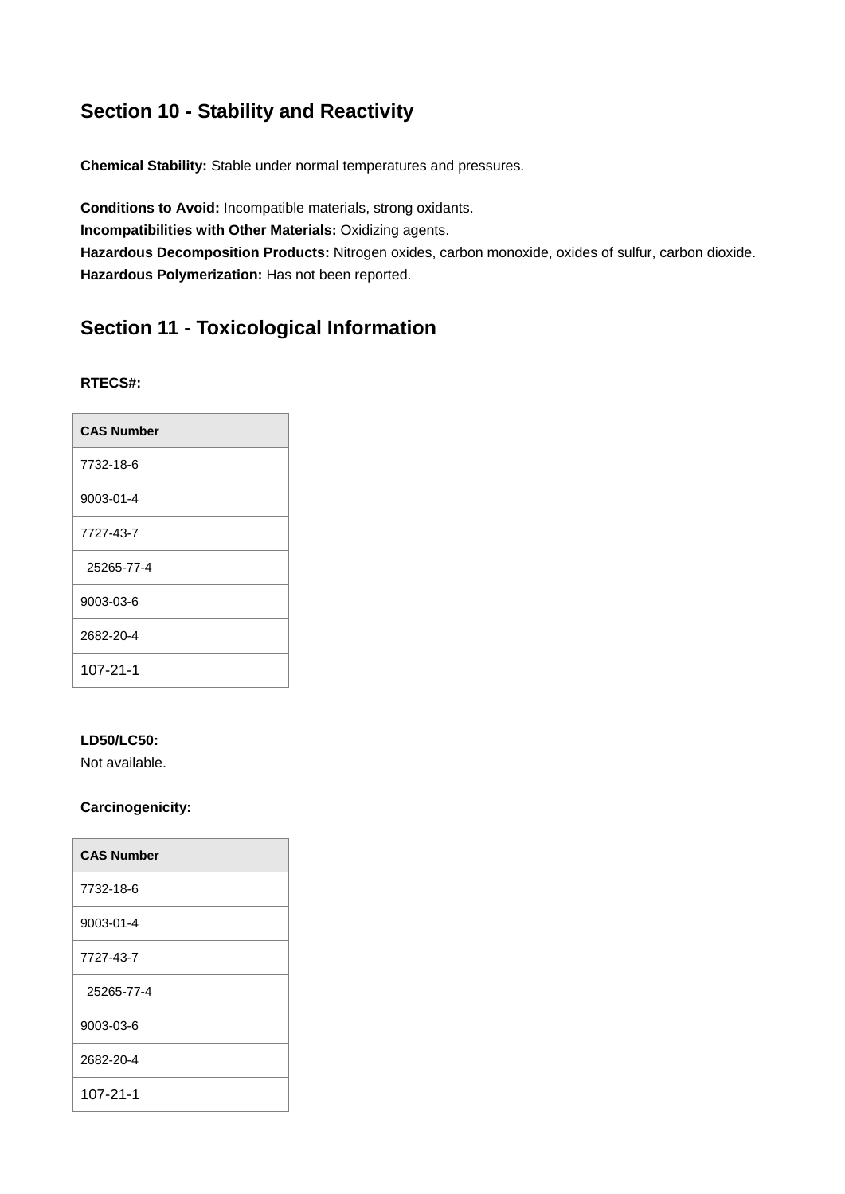## Section 10 - Stability and Reactivity

**Chemical Stability:** Stable under normal temperatures and pressures.

**Conditions to Avoid:** Incompatible materials, strong oxidants.
**Incompatibilities with Other Materials:** Oxidizing agents.
**Hazardous Decomposition Products:** Nitrogen oxides, carbon monoxide, oxides of sulfur, carbon dioxide.
**Hazardous Polymerization:** Has not been reported.

## Section 11 - Toxicological Information

**RTECS#:**

| CAS Number |
|---|
| 7732-18-6 |
| 9003-01-4 |
| 7727-43-7 |
| 25265-77-4 |
| 9003-03-6 |
| 2682-20-4 |
| 107-21-1 |

**LD50/LC50:**
Not available.

**Carcinogenicity:**

| CAS Number |
|---|
| 7732-18-6 |
| 9003-01-4 |
| 7727-43-7 |
| 25265-77-4 |
| 9003-03-6 |
| 2682-20-4 |
| 107-21-1 |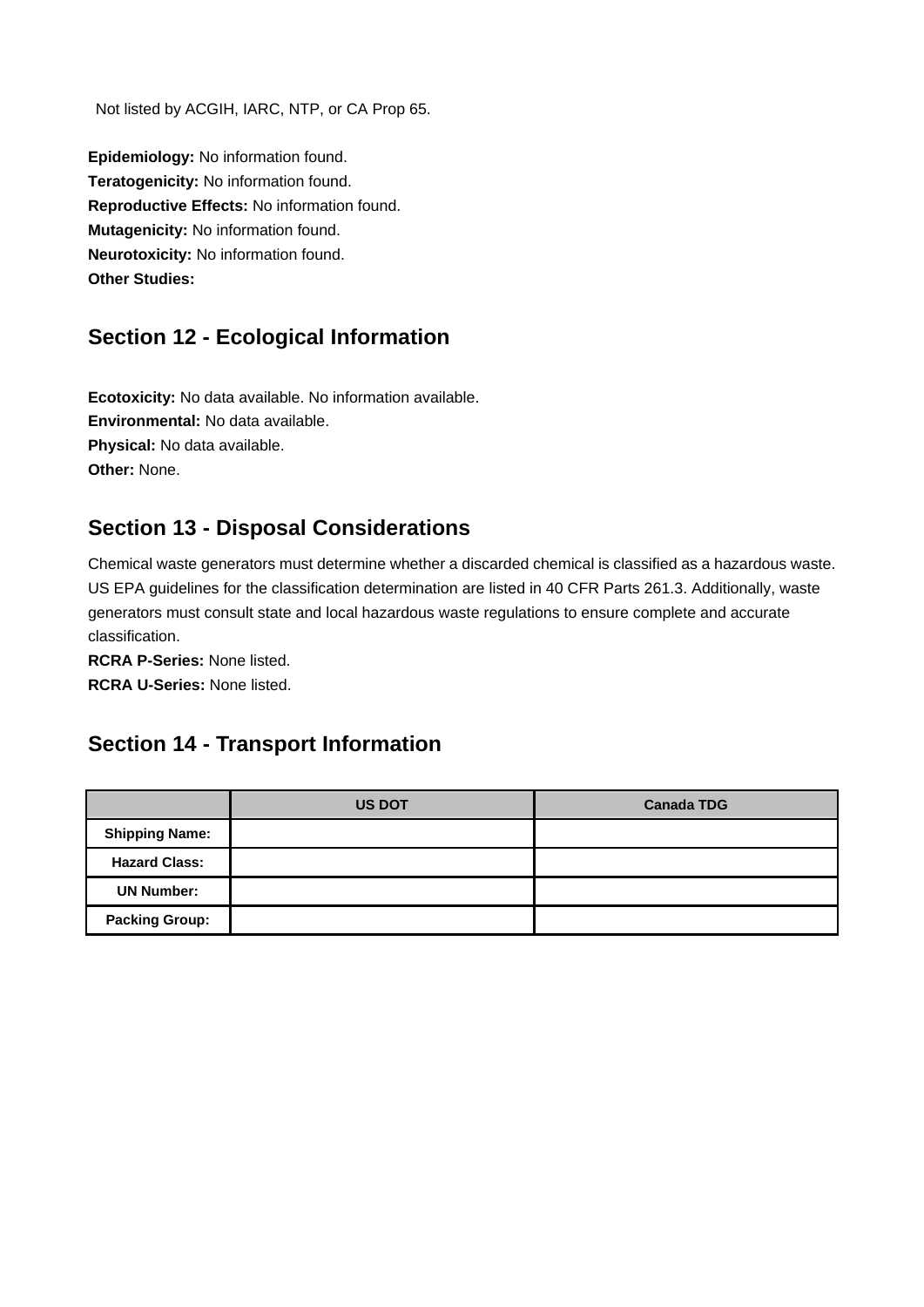Not listed by ACGIH, IARC, NTP, or CA Prop 65.

**Epidemiology:** No information found.
**Teratogenicity:** No information found.
**Reproductive Effects:** No information found.
**Mutagenicity:** No information found.
**Neurotoxicity:** No information found.
**Other Studies:**

## Section 12 - Ecological Information

**Ecotoxicity:** No data available. No information available.
**Environmental:** No data available.
**Physical:** No data available.
**Other:** None.

## Section 13 - Disposal Considerations

Chemical waste generators must determine whether a discarded chemical is classified as a hazardous waste. US EPA guidelines for the classification determination are listed in 40 CFR Parts 261.3. Additionally, waste generators must consult state and local hazardous waste regulations to ensure complete and accurate classification.
**RCRA P-Series:** None listed.
**RCRA U-Series:** None listed.

## Section 14 - Transport Information

| | US DOT | Canada TDG |
|---|---|---|
| **Shipping Name:** | | |
| **Hazard Class:** | | |
| **UN Number:** | | |
| **Packing Group:** | | |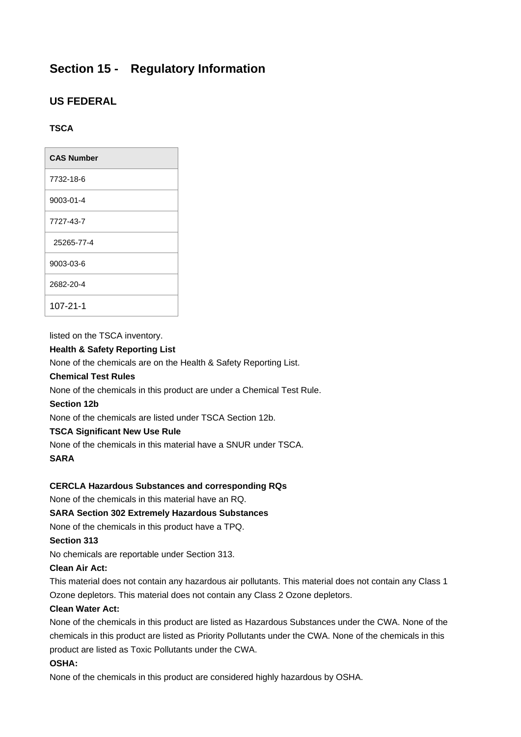## Section 15 - Regulatory Information

### US FEDERAL

#### TSCA

| CAS Number |
|---|
| 7732-18-6 |
| 9003-01-4 |
| 7727-43-7 |
| 25265-77-4 |
| 9003-03-6 |
| 2682-20-4 |
| 107-21-1 |

listed on the TSCA inventory.

**Health & Safety Reporting List**

None of the chemicals are on the Health & Safety Reporting List.

**Chemical Test Rules**

None of the chemicals in this product are under a Chemical Test Rule.

**Section 12b**

None of the chemicals are listed under TSCA Section 12b.

**TSCA Significant New Use Rule**

None of the chemicals in this material have a SNUR under TSCA.

**SARA**

**CERCLA Hazardous Substances and corresponding RQs**

None of the chemicals in this material have an RQ.

**SARA Section 302 Extremely Hazardous Substances**

None of the chemicals in this product have a TPQ.

**Section 313**

No chemicals are reportable under Section 313.

**Clean Air Act:**

This material does not contain any hazardous air pollutants. This material does not contain any Class 1 Ozone depletors. This material does not contain any Class 2 Ozone depletors.

**Clean Water Act:**

None of the chemicals in this product are listed as Hazardous Substances under the CWA. None of the chemicals in this product are listed as Priority Pollutants under the CWA. None of the chemicals in this product are listed as Toxic Pollutants under the CWA.

**OSHA:**

None of the chemicals in this product are considered highly hazardous by OSHA.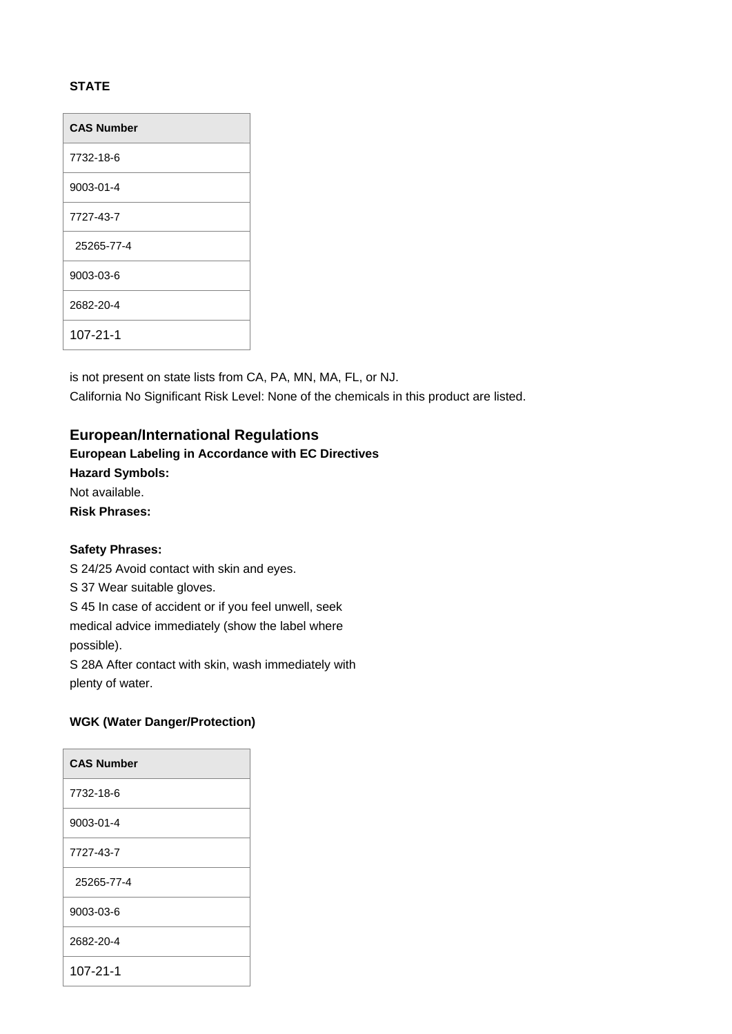**STATE**

| CAS Number |
| --- |
| 7732-18-6 |
| 9003-01-4 |
| 7727-43-7 |
| 25265-77-4 |
| 9003-03-6 |
| 2682-20-4 |
| 107-21-1 |

is not present on state lists from CA, PA, MN, MA, FL, or NJ.
California No Significant Risk Level: None of the chemicals in this product are listed.

## European/International Regulations

**European Labeling in Accordance with EC Directives**

**Hazard Symbols:**

Not available.

**Risk Phrases:**

**Safety Phrases:**

S 24/25 Avoid contact with skin and eyes.
S 37 Wear suitable gloves.
S 45 In case of accident or if you feel unwell, seek medical advice immediately (show the label where possible).
S 28A After contact with skin, wash immediately with plenty of water.

**WGK (Water Danger/Protection)**

| CAS Number |
| --- |
| 7732-18-6 |
| 9003-01-4 |
| 7727-43-7 |
| 25265-77-4 |
| 9003-03-6 |
| 2682-20-4 |
| 107-21-1 |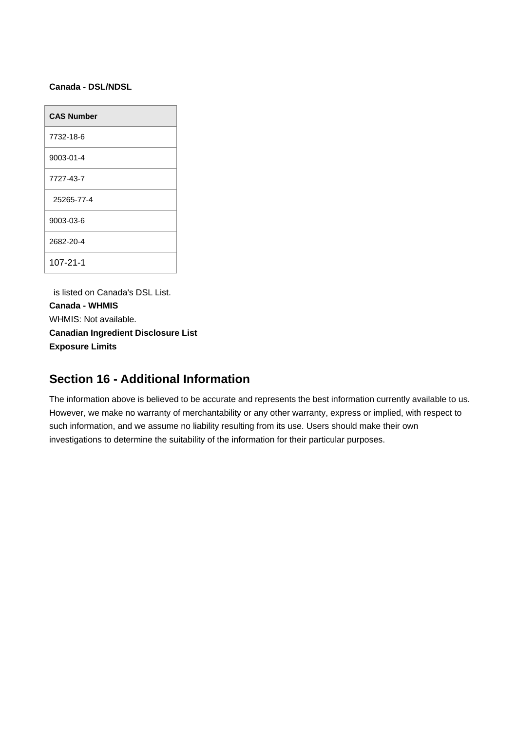**Canada - DSL/NDSL**

| CAS Number |
| --- |
| 7732-18-6 |
| 9003-01-4 |
| 7727-43-7 |
| 25265-77-4 |
| 9003-03-6 |
| 2682-20-4 |
| 107-21-1 |

is listed on Canada's DSL List.

**Canada - WHMIS**

WHMIS: Not available.

**Canadian Ingredient Disclosure List**

**Exposure Limits**

## Section 16 - Additional Information

The information above is believed to be accurate and represents the best information currently available to us. However, we make no warranty of merchantability or any other warranty, express or implied, with respect to such information, and we assume no liability resulting from its use. Users should make their own investigations to determine the suitability of the information for their particular purposes.